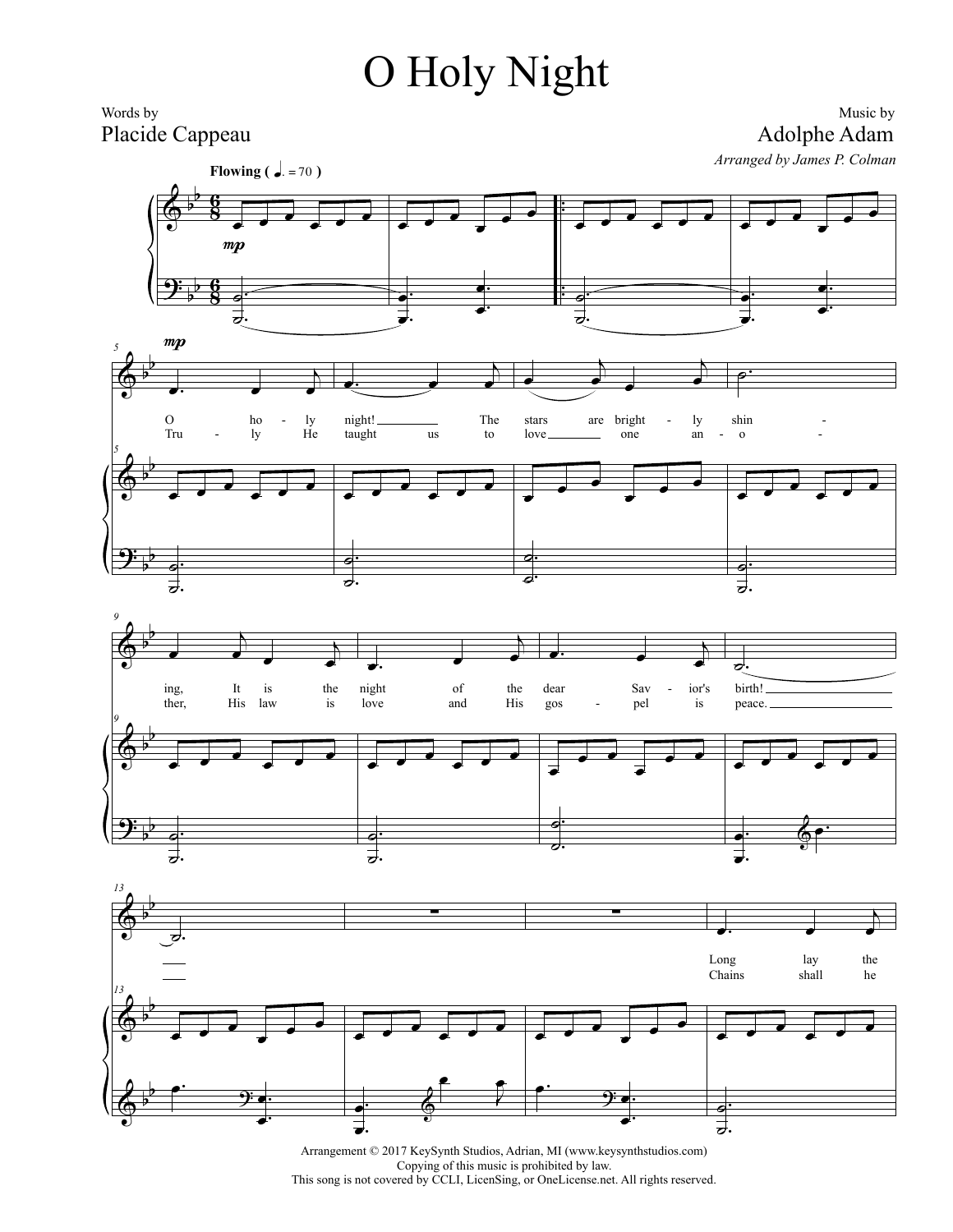# O Holy Night

Words by
Placide Cappeau

Music by
Adolphe Adam

*Arranged by James P. Colman*

**Flowing** ( ♩. = 70 )

O ho - ly night! The stars are bright - ly shin - ing, It is the night of the dear Sav - ior's birth!

Tru - ly He taught us to love one an - o - ther, His law is love and His gos - pel is peace.

Long lay the

Chains shall he

Arrangement © 2017 KeySynth Studios, Adrian, MI (www.keysynthstudios.com)
Copying of this music is prohibited by law.
This song is not covered by CCLI, LicenSing, or OneLicense.net. All rights reserved.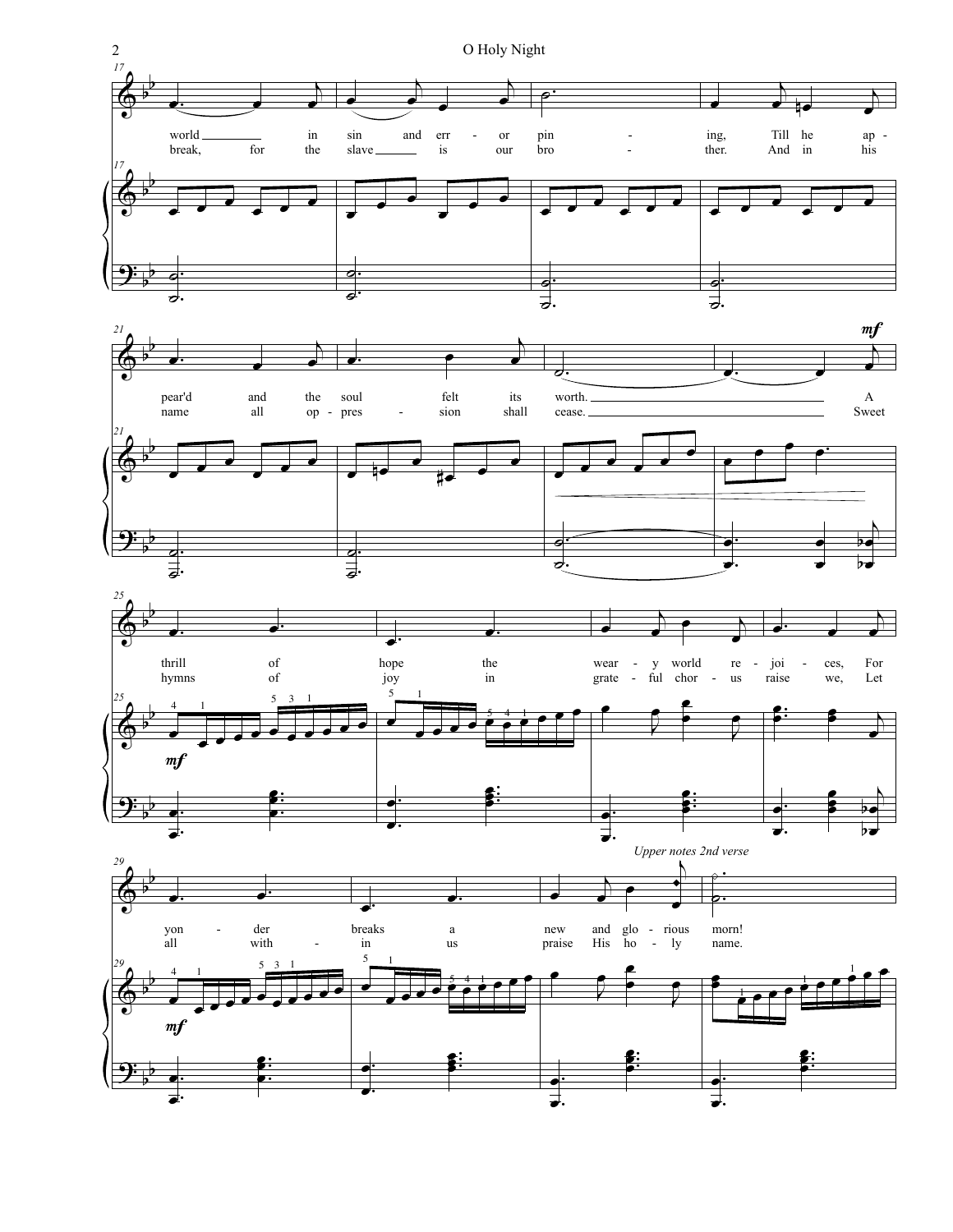*Upper notes 2nd verse*

world in sin and err - or pin - ing, Till he ap - pear'd and the soul felt its worth. A thrill of hope the wear - y world re - joi - ces, For yon - der breaks a new and glo - rious morn!

break, for the slave is our bro - ther. And in his name all op - pres - sion shall cease. Sweet hymns of joy in grate - ful chor - us raise we, Let all with - in us praise His ho - ly name.